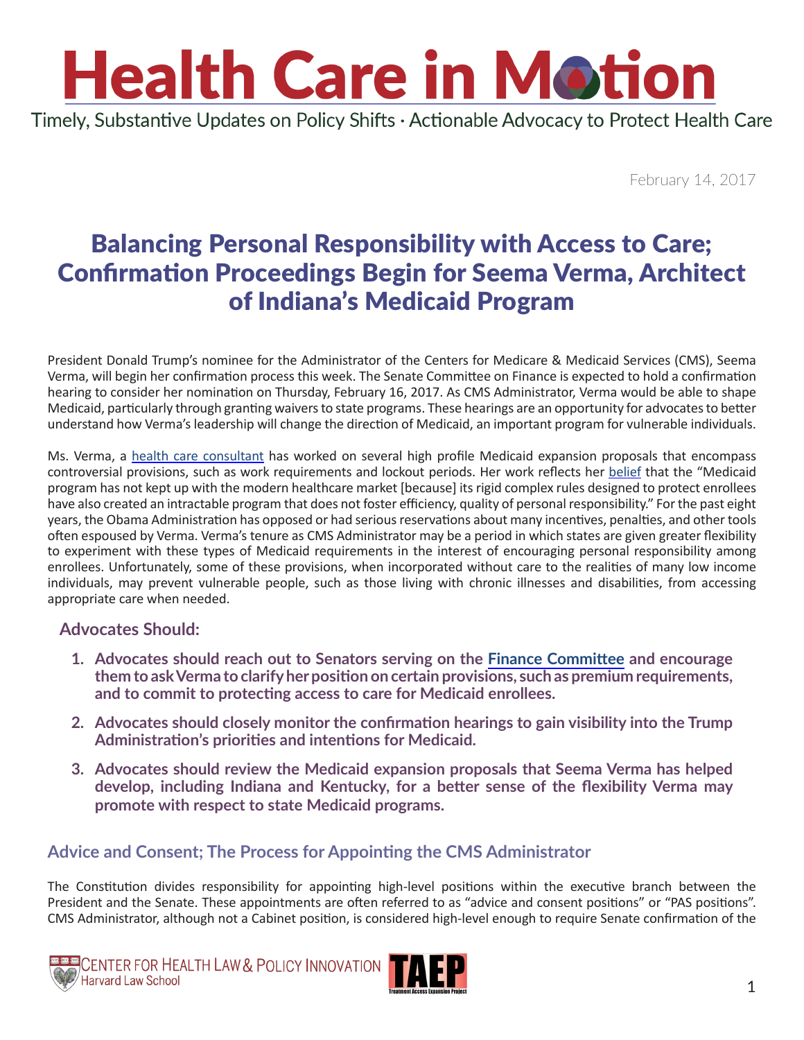# Health Care in Motion

Timely, Substantive Updates on Policy Shifts · Actionable Advocacy to Protect Health Care

February 14, 2017

## Balancing Personal Responsibility with Access to Care; Confirmation Proceedings Begin for Seema Verma, Architect of Indiana's Medicaid Program

President Donald Trump's nominee for the Administrator of the Centers for Medicare & Medicaid Services (CMS), Seema Verma, will begin her confirmation process this week. The Senate Committee on Finance is expected to hold a confirmation hearing to consider her nomination on Thursday, February 16, 2017. As CMS Administrator, Verma would be able to shape Medicaid, particularly through granting waivers to state programs. These hearings are an opportunity for advocates to better understand how Verma's leadership will change the direction of Medicaid, an important program for vulnerable individuals.

Ms. Verma, a health care consultant has worked on several high profile Medicaid expansion proposals that encompass controversial provisions, such as work requirements and lockout periods. Her work reflects her belief that the "Medicaid program has not kept up with the modern healthcare market [because] its rigid complex rules designed to protect enrollees have also created an intractable program that does not foster efficiency, quality of personal responsibility." For the past eight years, the Obama Administration has opposed or had serious reservations about many incentives, penalties, and other tools often espoused by Verma. Verma's tenure as CMS Administrator may be a period in which states are given greater flexibility to experiment with these types of Medicaid requirements in the interest of encouraging personal responsibility among enrollees. Unfortunately, some of these provisions, when incorporated without care to the realities of many low income individuals, may prevent vulnerable people, such as those living with chronic illnesses and disabilities, from accessing appropriate care when needed.

### Advocates Should:

1. **Advocates should reach out to Senators serving on the Finance Committee and encourage them to ask Verma to clarify her position on certain provisions, such as premium requirements, and to commit to protecting access to care for Medicaid enrollees.**
2. **Advocates should closely monitor the confirmation hearings to gain visibility into the Trump Administration's priorities and intentions for Medicaid.**
3. **Advocates should review the Medicaid expansion proposals that Seema Verma has helped develop, including Indiana and Kentucky, for a better sense of the flexibility Verma may promote with respect to state Medicaid programs.**

### Advice and Consent; The Process for Appointing the CMS Administrator

The Constitution divides responsibility for appointing high-level positions within the executive branch between the President and the Senate. These appointments are often referred to as "advice and consent positions" or "PAS positions". CMS Administrator, although not a Cabinet position, is considered high-level enough to require Senate confirmation of the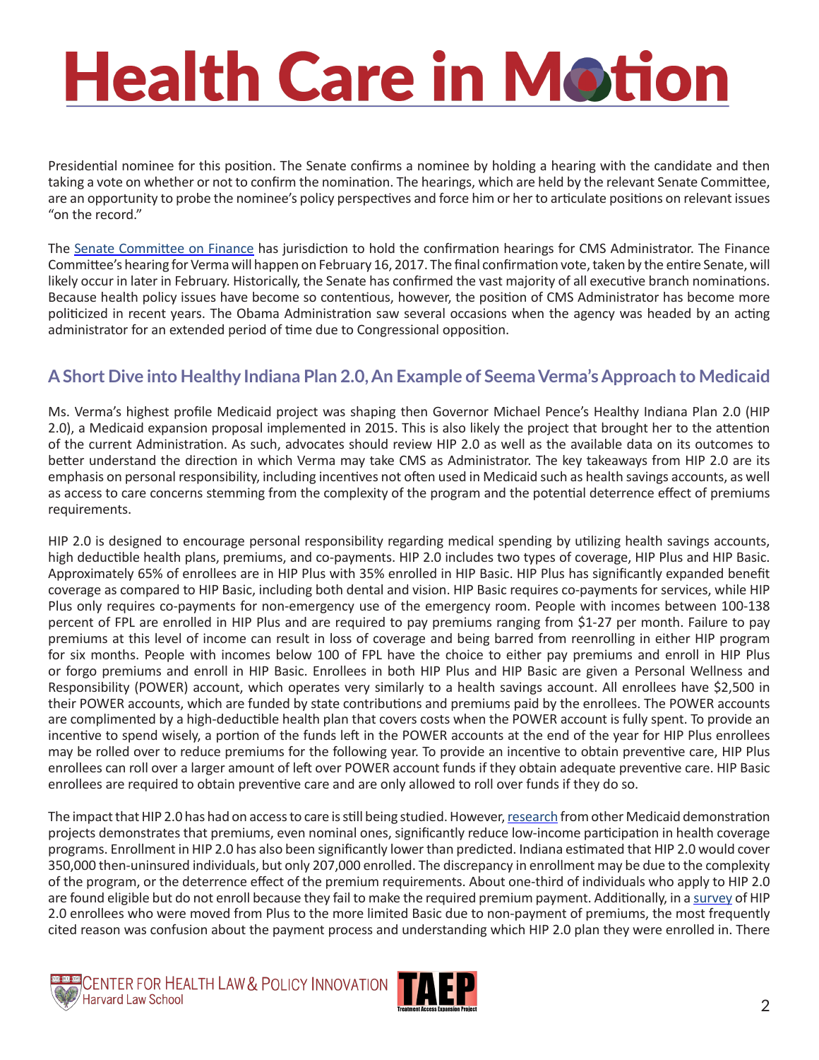Presidential nominee for this position. The Senate confirms a nominee by holding a hearing with the candidate and then taking a vote on whether or not to confirm the nomination. The hearings, which are held by the relevant Senate Committee, are an opportunity to probe the nominee's policy perspectives and force him or her to articulate positions on relevant issues "on the record."

The Senate Committee on Finance has jurisdiction to hold the confirmation hearings for CMS Administrator. The Finance Committee's hearing for Verma will happen on February 16, 2017. The final confirmation vote, taken by the entire Senate, will likely occur in later in February. Historically, the Senate has confirmed the vast majority of all executive branch nominations. Because health policy issues have become so contentious, however, the position of CMS Administrator has become more politicized in recent years. The Obama Administration saw several occasions when the agency was headed by an acting administrator for an extended period of time due to Congressional opposition.

## A Short Dive into Healthy Indiana Plan 2.0, An Example of Seema Verma's Approach to Medicaid

Ms. Verma's highest profile Medicaid project was shaping then Governor Michael Pence's Healthy Indiana Plan 2.0 (HIP 2.0), a Medicaid expansion proposal implemented in 2015. This is also likely the project that brought her to the attention of the current Administration. As such, advocates should review HIP 2.0 as well as the available data on its outcomes to better understand the direction in which Verma may take CMS as Administrator. The key takeaways from HIP 2.0 are its emphasis on personal responsibility, including incentives not often used in Medicaid such as health savings accounts, as well as access to care concerns stemming from the complexity of the program and the potential deterrence effect of premiums requirements.

HIP 2.0 is designed to encourage personal responsibility regarding medical spending by utilizing health savings accounts, high deductible health plans, premiums, and co-payments. HIP 2.0 includes two types of coverage, HIP Plus and HIP Basic. Approximately 65% of enrollees are in HIP Plus with 35% enrolled in HIP Basic. HIP Plus has significantly expanded benefit coverage as compared to HIP Basic, including both dental and vision. HIP Basic requires co-payments for services, while HIP Plus only requires co-payments for non-emergency use of the emergency room. People with incomes between 100-138 percent of FPL are enrolled in HIP Plus and are required to pay premiums ranging from $1-27 per month. Failure to pay premiums at this level of income can result in loss of coverage and being barred from reenrolling in either HIP program for six months. People with incomes below 100 of FPL have the choice to either pay premiums and enroll in HIP Plus or forgo premiums and enroll in HIP Basic. Enrollees in both HIP Plus and HIP Basic are given a Personal Wellness and Responsibility (POWER) account, which operates very similarly to a health savings account. All enrollees have $2,500 in their POWER accounts, which are funded by state contributions and premiums paid by the enrollees. The POWER accounts are complimented by a high-deductible health plan that covers costs when the POWER account is fully spent. To provide an incentive to spend wisely, a portion of the funds left in the POWER accounts at the end of the year for HIP Plus enrollees may be rolled over to reduce premiums for the following year. To provide an incentive to obtain preventive care, HIP Plus enrollees can roll over a larger amount of left over POWER account funds if they obtain adequate preventive care. HIP Basic enrollees are required to obtain preventive care and are only allowed to roll over funds if they do so.

The impact that HIP 2.0 has had on access to care is still being studied. However, research from other Medicaid demonstration projects demonstrates that premiums, even nominal ones, significantly reduce low-income participation in health coverage programs. Enrollment in HIP 2.0 has also been significantly lower than predicted. Indiana estimated that HIP 2.0 would cover 350,000 then-uninsured individuals, but only 207,000 enrolled. The discrepancy in enrollment may be due to the complexity of the program, or the deterrence effect of the premium requirements. About one-third of individuals who apply to HIP 2.0 are found eligible but do not enroll because they fail to make the required premium payment. Additionally, in a survey of HIP 2.0 enrollees who were moved from Plus to the more limited Basic due to non-payment of premiums, the most frequently cited reason was confusion about the payment process and understanding which HIP 2.0 plan they were enrolled in. There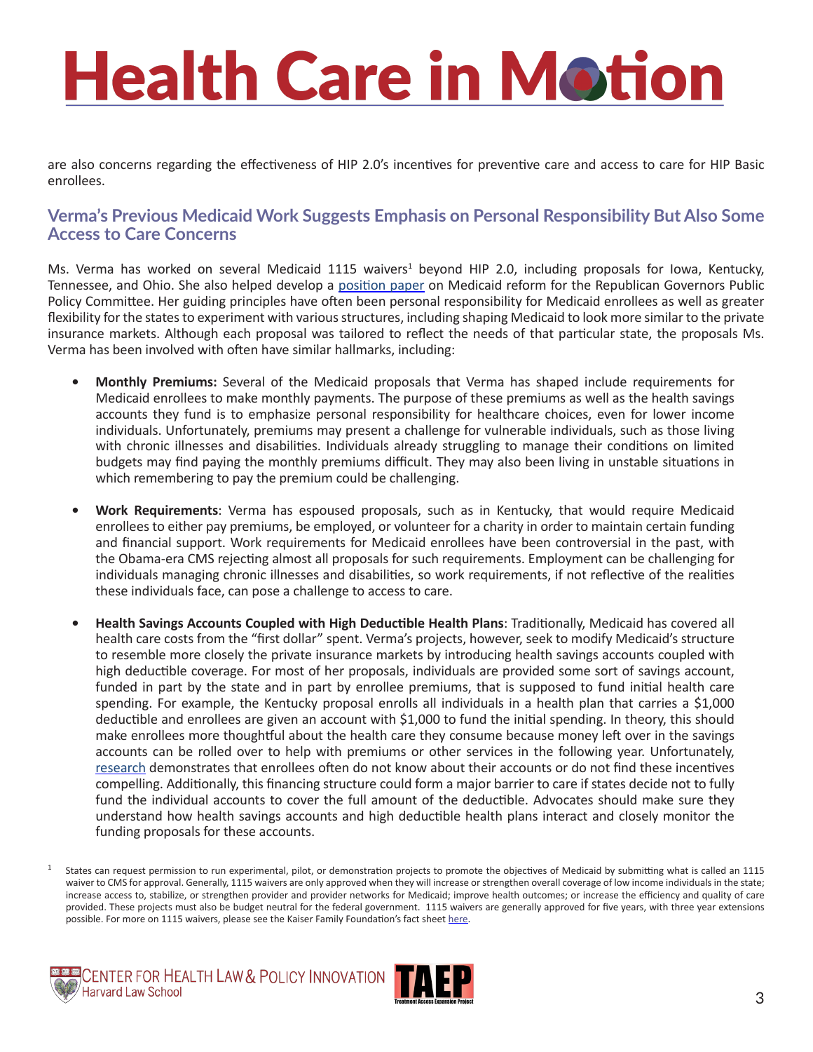are also concerns regarding the effectiveness of HIP 2.0's incentives for preventive care and access to care for HIP Basic enrollees.

## Verma's Previous Medicaid Work Suggests Emphasis on Personal Responsibility But Also Some Access to Care Concerns

Ms. Verma has worked on several Medicaid 1115 waivers[1] beyond HIP 2.0, including proposals for Iowa, Kentucky, Tennessee, and Ohio. She also helped develop a position paper on Medicaid reform for the Republican Governors Public Policy Committee. Her guiding principles have often been personal responsibility for Medicaid enrollees as well as greater flexibility for the states to experiment with various structures, including shaping Medicaid to look more similar to the private insurance markets. Although each proposal was tailored to reflect the needs of that particular state, the proposals Ms. Verma has been involved with often have similar hallmarks, including:

- **Monthly Premiums:** Several of the Medicaid proposals that Verma has shaped include requirements for Medicaid enrollees to make monthly payments. The purpose of these premiums as well as the health savings accounts they fund is to emphasize personal responsibility for healthcare choices, even for lower income individuals. Unfortunately, premiums may present a challenge for vulnerable individuals, such as those living with chronic illnesses and disabilities. Individuals already struggling to manage their conditions on limited budgets may find paying the monthly premiums difficult. They may also been living in unstable situations in which remembering to pay the premium could be challenging.

- **Work Requirements**: Verma has espoused proposals, such as in Kentucky, that would require Medicaid enrollees to either pay premiums, be employed, or volunteer for a charity in order to maintain certain funding and financial support. Work requirements for Medicaid enrollees have been controversial in the past, with the Obama-era CMS rejecting almost all proposals for such requirements. Employment can be challenging for individuals managing chronic illnesses and disabilities, so work requirements, if not reflective of the realities these individuals face, can pose a challenge to access to care.

- **Health Savings Accounts Coupled with High Deductible Health Plans**: Traditionally, Medicaid has covered all health care costs from the "first dollar" spent. Verma's projects, however, seek to modify Medicaid's structure to resemble more closely the private insurance markets by introducing health savings accounts coupled with high deductible coverage. For most of her proposals, individuals are provided some sort of savings account, funded in part by the state and in part by enrollee premiums, that is supposed to fund initial health care spending. For example, the Kentucky proposal enrolls all individuals in a health plan that carries a $1,000 deductible and enrollees are given an account with $1,000 to fund the initial spending. In theory, this should make enrollees more thoughtful about the health care they consume because money left over in the savings accounts can be rolled over to help with premiums or other services in the following year. Unfortunately, research demonstrates that enrollees often do not know about their accounts or do not find these incentives compelling. Additionally, this financing structure could form a major barrier to care if states decide not to fully fund the individual accounts to cover the full amount of the deductible. Advocates should make sure they understand how health savings accounts and high deductible health plans interact and closely monitor the funding proposals for these accounts.

[1] States can request permission to run experimental, pilot, or demonstration projects to promote the objectives of Medicaid by submitting what is called an 1115 waiver to CMS for approval. Generally, 1115 waivers are only approved when they will increase or strengthen overall coverage of low income individuals in the state; increase access to, stabilize, or strengthen provider and provider networks for Medicaid; improve health outcomes; or increase the efficiency and quality of care provided. These projects must also be budget neutral for the federal government. 1115 waivers are generally approved for five years, with three year extensions possible. For more on 1115 waivers, please see the Kaiser Family Foundation's fact sheet here.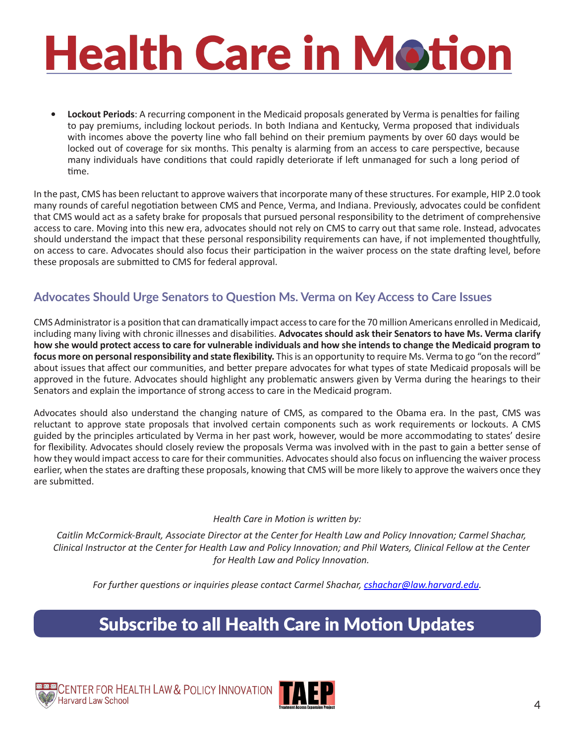- **Lockout Periods**: A recurring component in the Medicaid proposals generated by Verma is penalties for failing to pay premiums, including lockout periods. In both Indiana and Kentucky, Verma proposed that individuals with incomes above the poverty line who fall behind on their premium payments by over 60 days would be locked out of coverage for six months. This penalty is alarming from an access to care perspective, because many individuals have conditions that could rapidly deteriorate if left unmanaged for such a long period of time.

In the past, CMS has been reluctant to approve waivers that incorporate many of these structures. For example, HIP 2.0 took many rounds of careful negotiation between CMS and Pence, Verma, and Indiana. Previously, advocates could be confident that CMS would act as a safety brake for proposals that pursued personal responsibility to the detriment of comprehensive access to care. Moving into this new era, advocates should not rely on CMS to carry out that same role. Instead, advocates should understand the impact that these personal responsibility requirements can have, if not implemented thoughtfully, on access to care. Advocates should also focus their participation in the waiver process on the state drafting level, before these proposals are submitted to CMS for federal approval.

## Advocates Should Urge Senators to Question Ms. Verma on Key Access to Care Issues

CMS Administrator is a position that can dramatically impact access to care for the 70 million Americans enrolled in Medicaid, including many living with chronic illnesses and disabilities. **Advocates should ask their Senators to have Ms. Verma clarify how she would protect access to care for vulnerable individuals and how she intends to change the Medicaid program to focus more on personal responsibility and state flexibility.** This is an opportunity to require Ms. Verma to go "on the record" about issues that affect our communities, and better prepare advocates for what types of state Medicaid proposals will be approved in the future. Advocates should highlight any problematic answers given by Verma during the hearings to their Senators and explain the importance of strong access to care in the Medicaid program.

Advocates should also understand the changing nature of CMS, as compared to the Obama era. In the past, CMS was reluctant to approve state proposals that involved certain components such as work requirements or lockouts. A CMS guided by the principles articulated by Verma in her past work, however, would be more accommodating to states' desire for flexibility. Advocates should closely review the proposals Verma was involved with in the past to gain a better sense of how they would impact access to care for their communities. Advocates should also focus on influencing the waiver process earlier, when the states are drafting these proposals, knowing that CMS will be more likely to approve the waivers once they are submitted.

*Health Care in Motion is written by:*

*Caitlin McCormick-Brault, Associate Director at the Center for Health Law and Policy Innovation; Carmel Shachar, Clinical Instructor at the Center for Health Law and Policy Innovation; and Phil Waters, Clinical Fellow at the Center for Health Law and Policy Innovation.*

*For further questions or inquiries please contact Carmel Shachar, cshachar@law.harvard.edu.*

**Subscribe to all Health Care in Motion Updates**

Center for Health Law & Policy Innovation
Harvard Law School

TAEP
Treatment Access Expansion Project